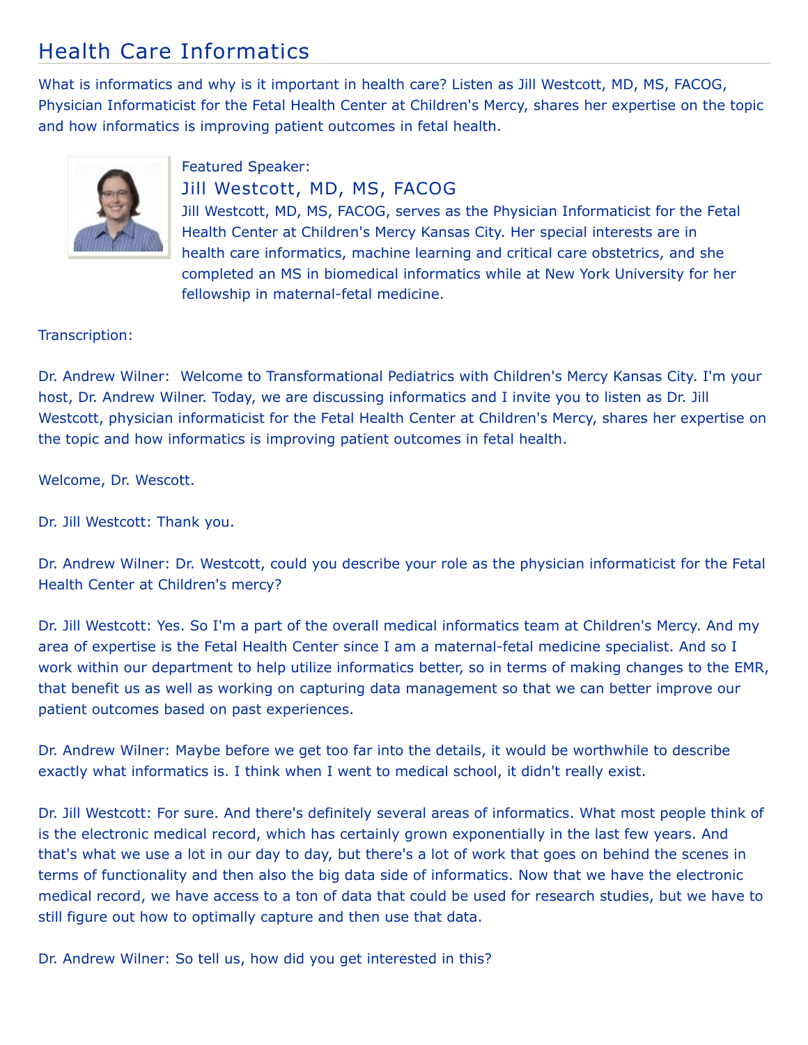# Health Care Informatics

What is informatics and why is it important in health care? Listen as Jill Westcott, MD, MS, FACOG, Physician Informaticist for the Fetal Health Center at Children's Mercy, shares her expertise on the topic and how informatics is improving patient outcomes in fetal health.

Featured Speaker:

## Jill Westcott, MD, MS, FACOG

Jill Westcott, MD, MS, FACOG, serves as the Physician Informaticist for the Fetal Health Center at Children's Mercy Kansas City. Her special interests are in health care informatics, machine learning and critical care obstetrics, and she completed an MS in biomedical informatics while at New York University for her fellowship in maternal-fetal medicine.

Transcription:

Dr. Andrew Wilner: Welcome to Transformational Pediatrics with Children's Mercy Kansas City. I'm your host, Dr. Andrew Wilner. Today, we are discussing informatics and I invite you to listen as Dr. Jill Westcott, physician informaticist for the Fetal Health Center at Children's Mercy, shares her expertise on the topic and how informatics is improving patient outcomes in fetal health.

Welcome, Dr. Wescott.

Dr. Jill Westcott: Thank you.

Dr. Andrew Wilner: Dr. Westcott, could you describe your role as the physician informaticist for the Fetal Health Center at Children's mercy?

Dr. Jill Westcott: Yes. So I'm a part of the overall medical informatics team at Children's Mercy. And my area of expertise is the Fetal Health Center since I am a maternal-fetal medicine specialist. And so I work within our department to help utilize informatics better, so in terms of making changes to the EMR, that benefit us as well as working on capturing data management so that we can better improve our patient outcomes based on past experiences.

Dr. Andrew Wilner: Maybe before we get too far into the details, it would be worthwhile to describe exactly what informatics is. I think when I went to medical school, it didn't really exist.

Dr. Jill Westcott: For sure. And there's definitely several areas of informatics. What most people think of is the electronic medical record, which has certainly grown exponentially in the last few years. And that's what we use a lot in our day to day, but there's a lot of work that goes on behind the scenes in terms of functionality and then also the big data side of informatics. Now that we have the electronic medical record, we have access to a ton of data that could be used for research studies, but we have to still figure out how to optimally capture and then use that data.

Dr. Andrew Wilner: So tell us, how did you get interested in this?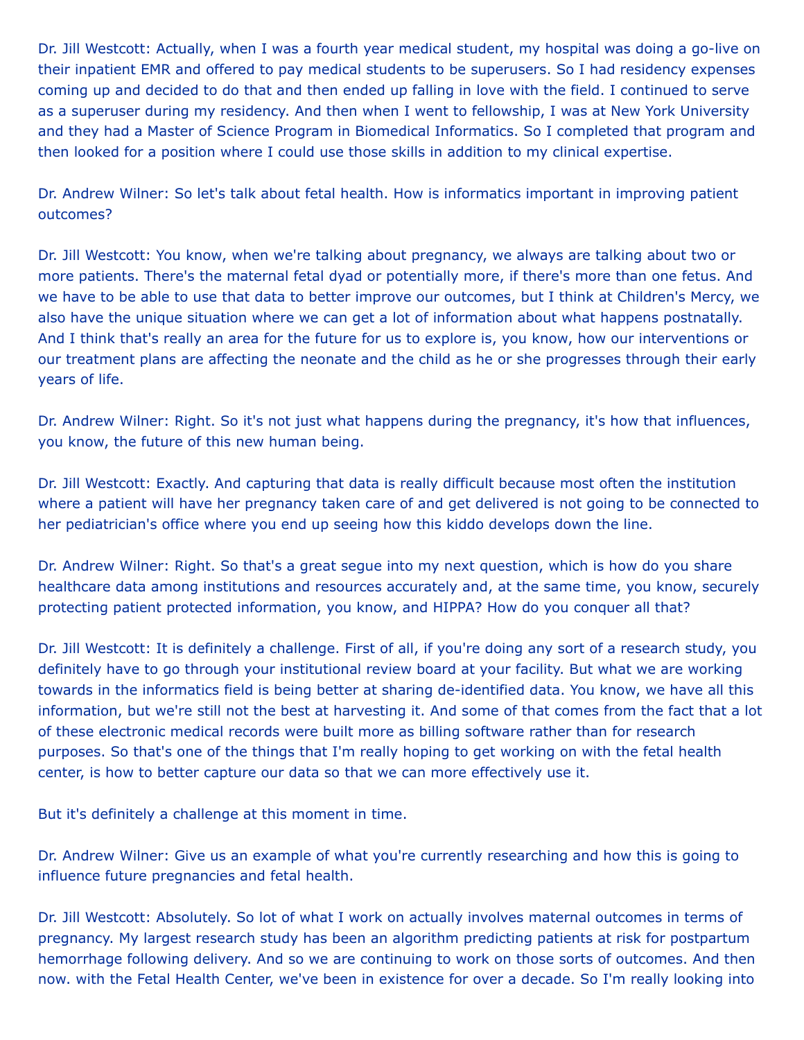Dr. Jill Westcott: Actually, when I was a fourth year medical student, my hospital was doing a go-live on their inpatient EMR and offered to pay medical students to be superusers. So I had residency expenses coming up and decided to do that and then ended up falling in love with the field. I continued to serve as a superuser during my residency. And then when I went to fellowship, I was at New York University and they had a Master of Science Program in Biomedical Informatics. So I completed that program and then looked for a position where I could use those skills in addition to my clinical expertise.

Dr. Andrew Wilner: So let's talk about fetal health. How is informatics important in improving patient outcomes?

Dr. Jill Westcott: You know, when we're talking about pregnancy, we always are talking about two or more patients. There's the maternal fetal dyad or potentially more, if there's more than one fetus. And we have to be able to use that data to better improve our outcomes, but I think at Children's Mercy, we also have the unique situation where we can get a lot of information about what happens postnatally. And I think that's really an area for the future for us to explore is, you know, how our interventions or our treatment plans are affecting the neonate and the child as he or she progresses through their early years of life.

Dr. Andrew Wilner: Right. So it's not just what happens during the pregnancy, it's how that influences, you know, the future of this new human being.

Dr. Jill Westcott: Exactly. And capturing that data is really difficult because most often the institution where a patient will have her pregnancy taken care of and get delivered is not going to be connected to her pediatrician's office where you end up seeing how this kiddo develops down the line.

Dr. Andrew Wilner: Right. So that's a great segue into my next question, which is how do you share healthcare data among institutions and resources accurately and, at the same time, you know, securely protecting patient protected information, you know, and HIPPA? How do you conquer all that?

Dr. Jill Westcott: It is definitely a challenge. First of all, if you're doing any sort of a research study, you definitely have to go through your institutional review board at your facility. But what we are working towards in the informatics field is being better at sharing de-identified data. You know, we have all this information, but we're still not the best at harvesting it. And some of that comes from the fact that a lot of these electronic medical records were built more as billing software rather than for research purposes. So that's one of the things that I'm really hoping to get working on with the fetal health center, is how to better capture our data so that we can more effectively use it.

But it's definitely a challenge at this moment in time.

Dr. Andrew Wilner: Give us an example of what you're currently researching and how this is going to influence future pregnancies and fetal health.

Dr. Jill Westcott: Absolutely. So lot of what I work on actually involves maternal outcomes in terms of pregnancy. My largest research study has been an algorithm predicting patients at risk for postpartum hemorrhage following delivery. And so we are continuing to work on those sorts of outcomes. And then now. with the Fetal Health Center, we've been in existence for over a decade. So I'm really looking into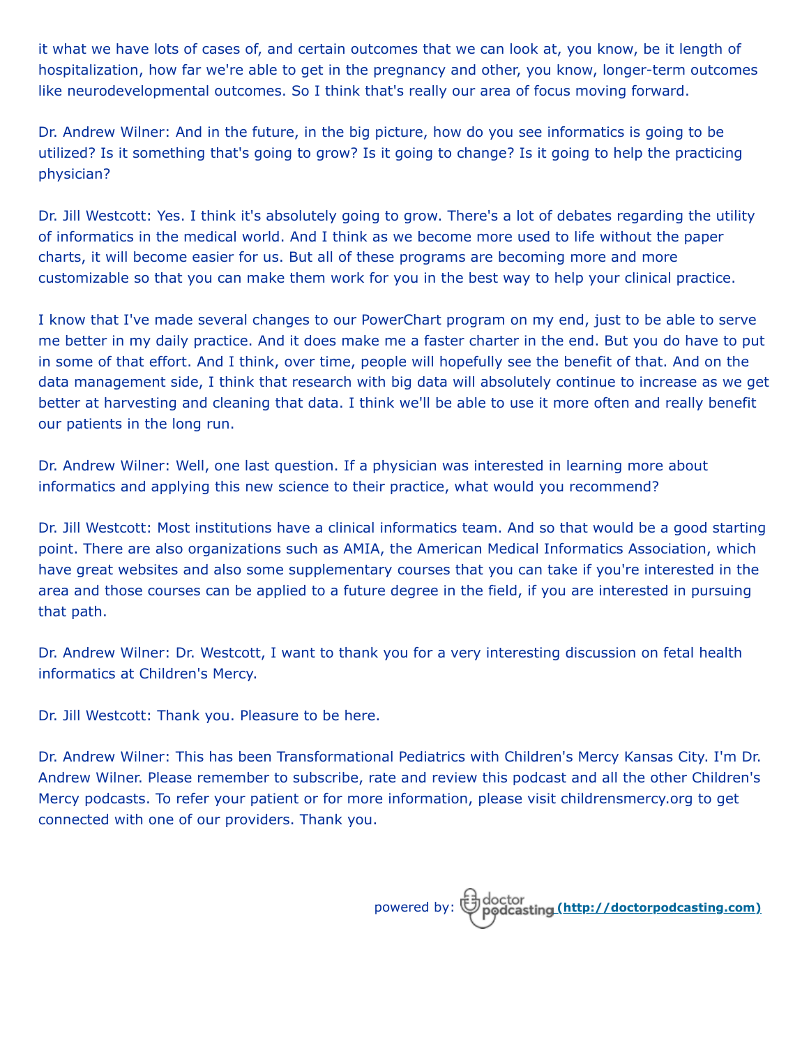it what we have lots of cases of, and certain outcomes that we can look at, you know, be it length of hospitalization, how far we're able to get in the pregnancy and other, you know, longer-term outcomes like neurodevelopmental outcomes. So I think that's really our area of focus moving forward.

Dr. Andrew Wilner: And in the future, in the big picture, how do you see informatics is going to be utilized? Is it something that's going to grow? Is it going to change? Is it going to help the practicing physician?

Dr. Jill Westcott: Yes. I think it's absolutely going to grow. There's a lot of debates regarding the utility of informatics in the medical world. And I think as we become more used to life without the paper charts, it will become easier for us. But all of these programs are becoming more and more customizable so that you can make them work for you in the best way to help your clinical practice.

I know that I've made several changes to our PowerChart program on my end, just to be able to serve me better in my daily practice. And it does make me a faster charter in the end. But you do have to put in some of that effort. And I think, over time, people will hopefully see the benefit of that. And on the data management side, I think that research with big data will absolutely continue to increase as we get better at harvesting and cleaning that data. I think we'll be able to use it more often and really benefit our patients in the long run.

Dr. Andrew Wilner: Well, one last question. If a physician was interested in learning more about informatics and applying this new science to their practice, what would you recommend?

Dr. Jill Westcott: Most institutions have a clinical informatics team. And so that would be a good starting point. There are also organizations such as AMIA, the American Medical Informatics Association, which have great websites and also some supplementary courses that you can take if you're interested in the area and those courses can be applied to a future degree in the field, if you are interested in pursuing that path.

Dr. Andrew Wilner: Dr. Westcott, I want to thank you for a very interesting discussion on fetal health informatics at Children's Mercy.

Dr. Jill Westcott: Thank you. Pleasure to be here.

Dr. Andrew Wilner: This has been Transformational Pediatrics with Children's Mercy Kansas City. I'm Dr. Andrew Wilner. Please remember to subscribe, rate and review this podcast and all the other Children's Mercy podcasts. To refer your patient or for more information, please visit childrensmercy.org to get connected with one of our providers. Thank you.

powered by: doctor podcasting (http://doctorpodcasting.com)